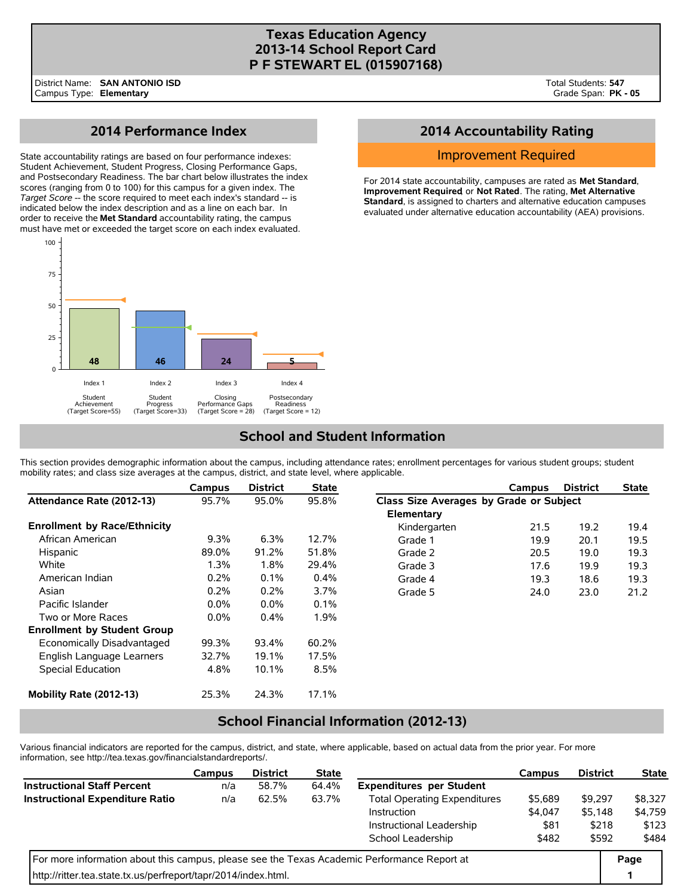# Texas Education Agency
# 2013-14 School Report Card
# P F STEWART EL (015907168)

District Name: **SAN ANTONIO ISD**
Campus Type: **Elementary**

Total Students: **547**
Grade Span: **PK - 05**

## 2014 Performance Index

State accountability ratings are based on four performance indexes: Student Achievement, Student Progress, Closing Performance Gaps, and Postsecondary Readiness. The bar chart below illustrates the index scores (ranging from 0 to 100) for this campus for a given index. The *Target Score* -- the score required to meet each index's standard -- is indicated below the index description and as a line on each bar. In order to receive the **Met Standard** accountability rating, the campus must have met or exceeded the target score on each index evaluated.

| Index | Description | Score |
|---|---|---|
| Index 1 | Student Achievement (Target Score=55) | 48 |
| Index 2 | Student Progress (Target Score=33) | 46 |
| Index 3 | Closing Performance Gaps (Target Score = 28) | 24 |
| Index 4 | Postsecondary Readiness (Target Score = 12) | 5 |

## 2014 Accountability Rating

**Improvement Required**

For 2014 state accountability, campuses are rated as **Met Standard**, **Improvement Required** or **Not Rated**. The rating, **Met Alternative Standard**, is assigned to charters and alternative education campuses evaluated under alternative education accountability (AEA) provisions.

## School and Student Information

This section provides demographic information about the campus, including attendance rates; enrollment percentages for various student groups; student mobility rates; and class size averages at the campus, district, and state level, where applicable.

| | Campus | District | State |
|---|---|---|---|
| **Attendance Rate (2012-13)** | 95.7% | 95.0% | 95.8% |
| **Enrollment by Race/Ethnicity** | | | |
| African American | 9.3% | 6.3% | 12.7% |
| Hispanic | 89.0% | 91.2% | 51.8% |
| White | 1.3% | 1.8% | 29.4% |
| American Indian | 0.2% | 0.1% | 0.4% |
| Asian | 0.2% | 0.2% | 3.7% |
| Pacific Islander | 0.0% | 0.0% | 0.1% |
| Two or More Races | 0.0% | 0.4% | 1.9% |
| **Enrollment by Student Group** | | | |
| Economically Disadvantaged | 99.3% | 93.4% | 60.2% |
| English Language Learners | 32.7% | 19.1% | 17.5% |
| Special Education | 4.8% | 10.1% | 8.5% |
| **Mobility Rate (2012-13)** | 25.3% | 24.3% | 17.1% |

| | Campus | District | State |
|---|---|---|---|
| **Class Size Averages by Grade or Subject** | | | |
| **Elementary** | | | |
| Kindergarten | 21.5 | 19.2 | 19.4 |
| Grade 1 | 19.9 | 20.1 | 19.5 |
| Grade 2 | 20.5 | 19.0 | 19.3 |
| Grade 3 | 17.6 | 19.9 | 19.3 |
| Grade 4 | 19.3 | 18.6 | 19.3 |
| Grade 5 | 24.0 | 23.0 | 21.2 |

## School Financial Information (2012-13)

Various financial indicators are reported for the campus, district, and state, where applicable, based on actual data from the prior year. For more information, see http://tea.texas.gov/financialstandardreports/.

| | Campus | District | State |
|---|---|---|---|
| **Instructional Staff Percent** | n/a | 58.7% | 64.4% |
| **Instructional Expenditure Ratio** | n/a | 62.5% | 63.7% |

| | Campus | District | State |
|---|---|---|---|
| **Expenditures per Student** | | | |
| Total Operating Expenditures | $5,689 | $9,297 | $8,327 |
| Instruction | $4,047 | $5,148 | $4,759 |
| Instructional Leadership | $81 | $218 | $123 |
| School Leadership | $482 | $592 | $484 |

For more information about this campus, please see the Texas Academic Performance Report at http://ritter.tea.state.tx.us/perfreport/tapr/2014/index.html.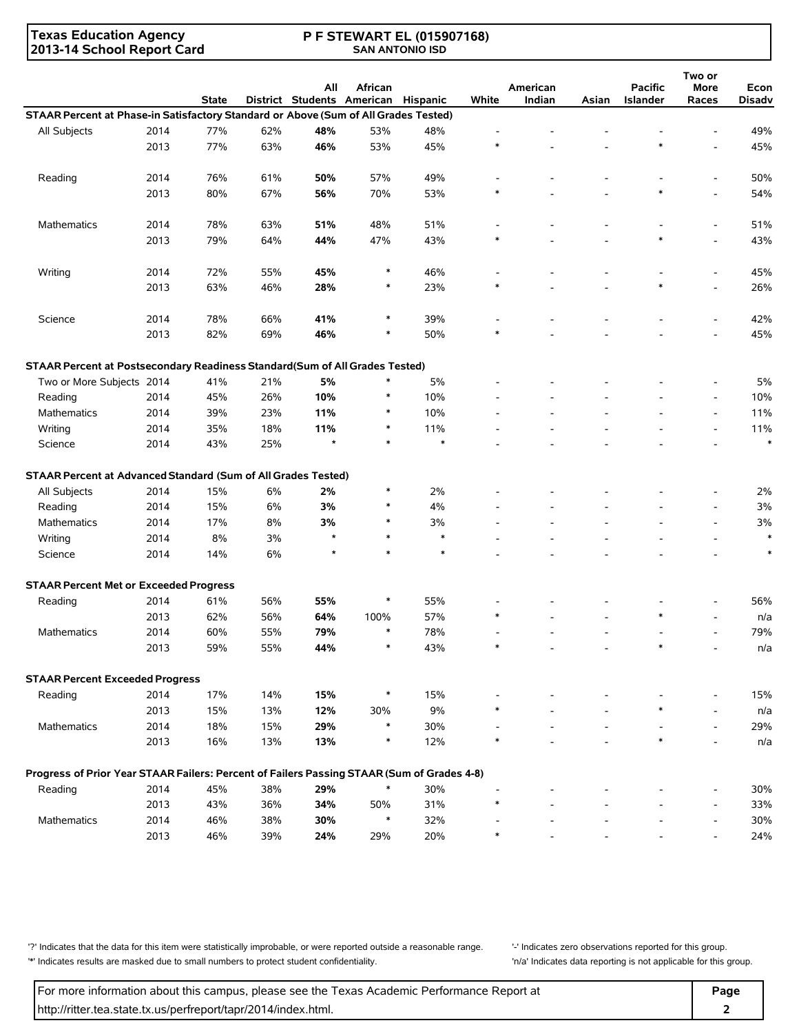**Texas Education Agency**
**2013-14 School Report Card**

**P F STEWART EL (015907168)**
**SAN ANTONIO ISD**

| | | State | District | All Students | African American | Hispanic | White | American Indian | Asian | Pacific Islander | Two or More Races | Econ Disadv |
|---|---|---|---|---|---|---|---|---|---|---|---|---|
| **STAAR Percent at Phase-in Satisfactory Standard or Above (Sum of All Grades Tested)** | | | | | | | | | | | | |
| All Subjects | 2014 | 77% | 62% | **48%** | 53% | 48% | - | - | - | - | - | 49% |
| | 2013 | 77% | 63% | **46%** | 53% | 45% | * | - | - | * | - | 45% |
| Reading | 2014 | 76% | 61% | **50%** | 57% | 49% | - | - | - | - | - | 50% |
| | 2013 | 80% | 67% | **56%** | 70% | 53% | * | - | - | * | - | 54% |
| Mathematics | 2014 | 78% | 63% | **51%** | 48% | 51% | - | - | - | - | - | 51% |
| | 2013 | 79% | 64% | **44%** | 47% | 43% | * | - | - | * | - | 43% |
| Writing | 2014 | 72% | 55% | **45%** | * | 46% | - | - | - | - | - | 45% |
| | 2013 | 63% | 46% | **28%** | * | 23% | * | - | - | * | - | 26% |
| Science | 2014 | 78% | 66% | **41%** | * | 39% | - | - | - | - | - | 42% |
| | 2013 | 82% | 69% | **46%** | * | 50% | * | - | - | - | - | 45% |
| **STAAR Percent at Postsecondary Readiness Standard(Sum of All Grades Tested)** | | | | | | | | | | | | |
| Two or More Subjects | 2014 | 41% | 21% | **5%** | * | 5% | - | - | - | - | - | 5% |
| Reading | 2014 | 45% | 26% | **10%** | * | 10% | - | - | - | - | - | 10% |
| Mathematics | 2014 | 39% | 23% | **11%** | * | 10% | - | - | - | - | - | 11% |
| Writing | 2014 | 35% | 18% | **11%** | * | 11% | - | - | - | - | - | 11% |
| Science | 2014 | 43% | 25% | * | * | * | - | - | - | - | - | * |
| **STAAR Percent at Advanced Standard (Sum of All Grades Tested)** | | | | | | | | | | | | |
| All Subjects | 2014 | 15% | 6% | **2%** | * | 2% | - | - | - | - | - | 2% |
| Reading | 2014 | 15% | 6% | **3%** | * | 4% | - | - | - | - | - | 3% |
| Mathematics | 2014 | 17% | 8% | **3%** | * | 3% | - | - | - | - | - | 3% |
| Writing | 2014 | 8% | 3% | * | * | * | - | - | - | - | - | * |
| Science | 2014 | 14% | 6% | * | * | * | - | - | - | - | - | * |
| **STAAR Percent Met or Exceeded Progress** | | | | | | | | | | | | |
| Reading | 2014 | 61% | 56% | **55%** | * | 55% | - | - | - | - | - | 56% |
| | 2013 | 62% | 56% | **64%** | 100% | 57% | * | - | - | * | - | n/a |
| Mathematics | 2014 | 60% | 55% | **79%** | * | 78% | - | - | - | - | - | 79% |
| | 2013 | 59% | 55% | **44%** | * | 43% | * | - | - | * | - | n/a |
| **STAAR Percent Exceeded Progress** | | | | | | | | | | | | |
| Reading | 2014 | 17% | 14% | **15%** | * | 15% | - | - | - | - | - | 15% |
| | 2013 | 15% | 13% | **12%** | 30% | 9% | * | - | - | * | - | n/a |
| Mathematics | 2014 | 18% | 15% | **29%** | * | 30% | - | - | - | - | - | 29% |
| | 2013 | 16% | 13% | **13%** | * | 12% | * | - | - | * | - | n/a |
| **Progress of Prior Year STAAR Failers: Percent of Failers Passing STAAR (Sum of Grades 4-8)** | | | | | | | | | | | | |
| Reading | 2014 | 45% | 38% | **29%** | * | 30% | - | - | - | - | - | 30% |
| | 2013 | 43% | 36% | **34%** | 50% | 31% | * | - | - | - | - | 33% |
| Mathematics | 2014 | 46% | 38% | **30%** | * | 32% | - | - | - | - | - | 30% |
| | 2013 | 46% | 39% | **24%** | 29% | 20% | * | - | - | - | - | 24% |

'?' Indicates that the data for this item were statistically improbable, or were reported outside a reasonable range.
'*' Indicates results are masked due to small numbers to protect student confidentiality.
'-' Indicates zero observations reported for this group.
'n/a' Indicates data reporting is not applicable for this group.

For more information about this campus, please see the Texas Academic Performance Report at http://ritter.tea.state.tx.us/perfreport/tapr/2014/index.html.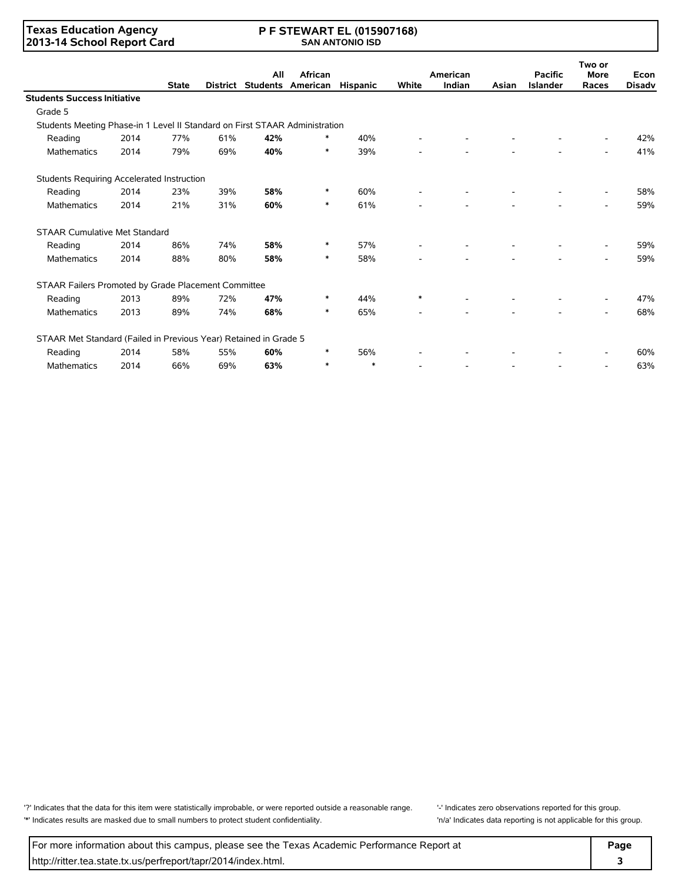Texas Education Agency
2013-14 School Report Card

P F STEWART EL (015907168)
SAN ANTONIO ISD

| | | State | District | All Students | African American | Hispanic | White | American Indian | Asian | Pacific Islander | Two or More Races | Econ Disadv |
|---|---|---|---|---|---|---|---|---|---|---|---|---|
| **Students Success Initiative** | | | | | | | | | | | | |
| Grade 5 | | | | | | | | | | | | |
| Students Meeting Phase-in 1 Level II Standard on First STAAR Administration | | | | | | | | | | | | |
| Reading | 2014 | 77% | 61% | **42%** | * | 40% | - | - | - | - | - | 42% |
| Mathematics | 2014 | 79% | 69% | **40%** | * | 39% | - | - | - | - | - | 41% |
| Students Requiring Accelerated Instruction | | | | | | | | | | | | |
| Reading | 2014 | 23% | 39% | **58%** | * | 60% | - | - | - | - | - | 58% |
| Mathematics | 2014 | 21% | 31% | **60%** | * | 61% | - | - | - | - | - | 59% |
| STAAR Cumulative Met Standard | | | | | | | | | | | | |
| Reading | 2014 | 86% | 74% | **58%** | * | 57% | - | - | - | - | - | 59% |
| Mathematics | 2014 | 88% | 80% | **58%** | * | 58% | - | - | - | - | - | 59% |
| STAAR Failers Promoted by Grade Placement Committee | | | | | | | | | | | | |
| Reading | 2013 | 89% | 72% | **47%** | * | 44% | * | - | - | - | - | 47% |
| Mathematics | 2013 | 89% | 74% | **68%** | * | 65% | - | - | - | - | - | 68% |
| STAAR Met Standard (Failed in Previous Year) Retained in Grade 5 | | | | | | | | | | | | |
| Reading | 2014 | 58% | 55% | **60%** | * | 56% | - | - | - | - | - | 60% |
| Mathematics | 2014 | 66% | 69% | **63%** | * | * | - | - | - | - | - | 63% |

'?' Indicates that the data for this item were statistically improbable, or were reported outside a reasonable range.
'*' Indicates results are masked due to small numbers to protect student confidentiality.
'-' Indicates zero observations reported for this group.
'n/a' Indicates data reporting is not applicable for this group.

For more information about this campus, please see the Texas Academic Performance Report at http://ritter.tea.state.tx.us/perfreport/tapr/2014/index.html.